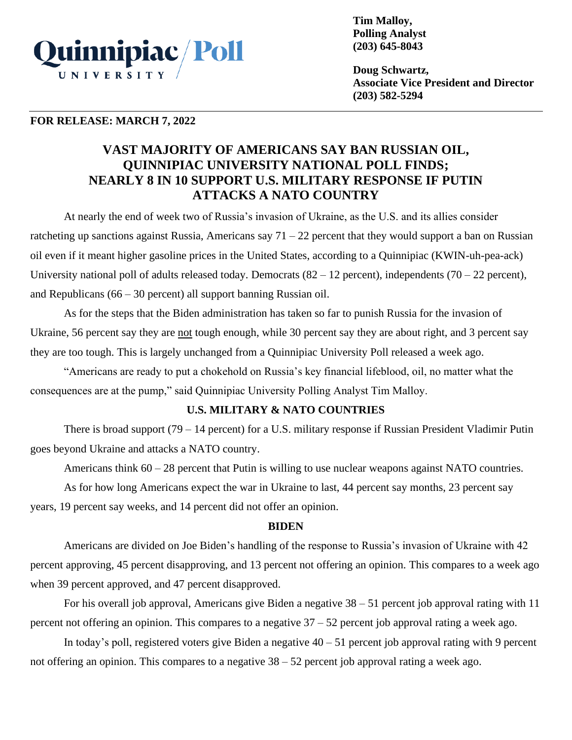Quinnipiac University Poll

**Tim Malloy,**
**Polling Analyst**
**(203) 645-8043**

**Doug Schwartz,**
**Associate Vice President and Director**
**(203) 582-5294**

**FOR RELEASE: MARCH 7, 2022**

# VAST MAJORITY OF AMERICANS SAY BAN RUSSIAN OIL, QUINNIPIAC UNIVERSITY NATIONAL POLL FINDS; NEARLY 8 IN 10 SUPPORT U.S. MILITARY RESPONSE IF PUTIN ATTACKS A NATO COUNTRY

At nearly the end of week two of Russia's invasion of Ukraine, as the U.S. and its allies consider ratcheting up sanctions against Russia, Americans say 71 – 22 percent that they would support a ban on Russian oil even if it meant higher gasoline prices in the United States, according to a Quinnipiac (KWIN-uh-pea-ack) University national poll of adults released today. Democrats (82 – 12 percent), independents (70 – 22 percent), and Republicans (66 – 30 percent) all support banning Russian oil.

As for the steps that the Biden administration has taken so far to punish Russia for the invasion of Ukraine, 56 percent say they are not tough enough, while 30 percent say they are about right, and 3 percent say they are too tough. This is largely unchanged from a Quinnipiac University Poll released a week ago.

"Americans are ready to put a chokehold on Russia's key financial lifeblood, oil, no matter what the consequences are at the pump," said Quinnipiac University Polling Analyst Tim Malloy.

## U.S. MILITARY & NATO COUNTRIES

There is broad support (79 – 14 percent) for a U.S. military response if Russian President Vladimir Putin goes beyond Ukraine and attacks a NATO country.

Americans think 60 – 28 percent that Putin is willing to use nuclear weapons against NATO countries.

As for how long Americans expect the war in Ukraine to last, 44 percent say months, 23 percent say years, 19 percent say weeks, and 14 percent did not offer an opinion.

## BIDEN

Americans are divided on Joe Biden's handling of the response to Russia's invasion of Ukraine with 42 percent approving, 45 percent disapproving, and 13 percent not offering an opinion. This compares to a week ago when 39 percent approved, and 47 percent disapproved.

For his overall job approval, Americans give Biden a negative 38 – 51 percent job approval rating with 11 percent not offering an opinion. This compares to a negative 37 – 52 percent job approval rating a week ago.

In today's poll, registered voters give Biden a negative 40 – 51 percent job approval rating with 9 percent not offering an opinion. This compares to a negative 38 – 52 percent job approval rating a week ago.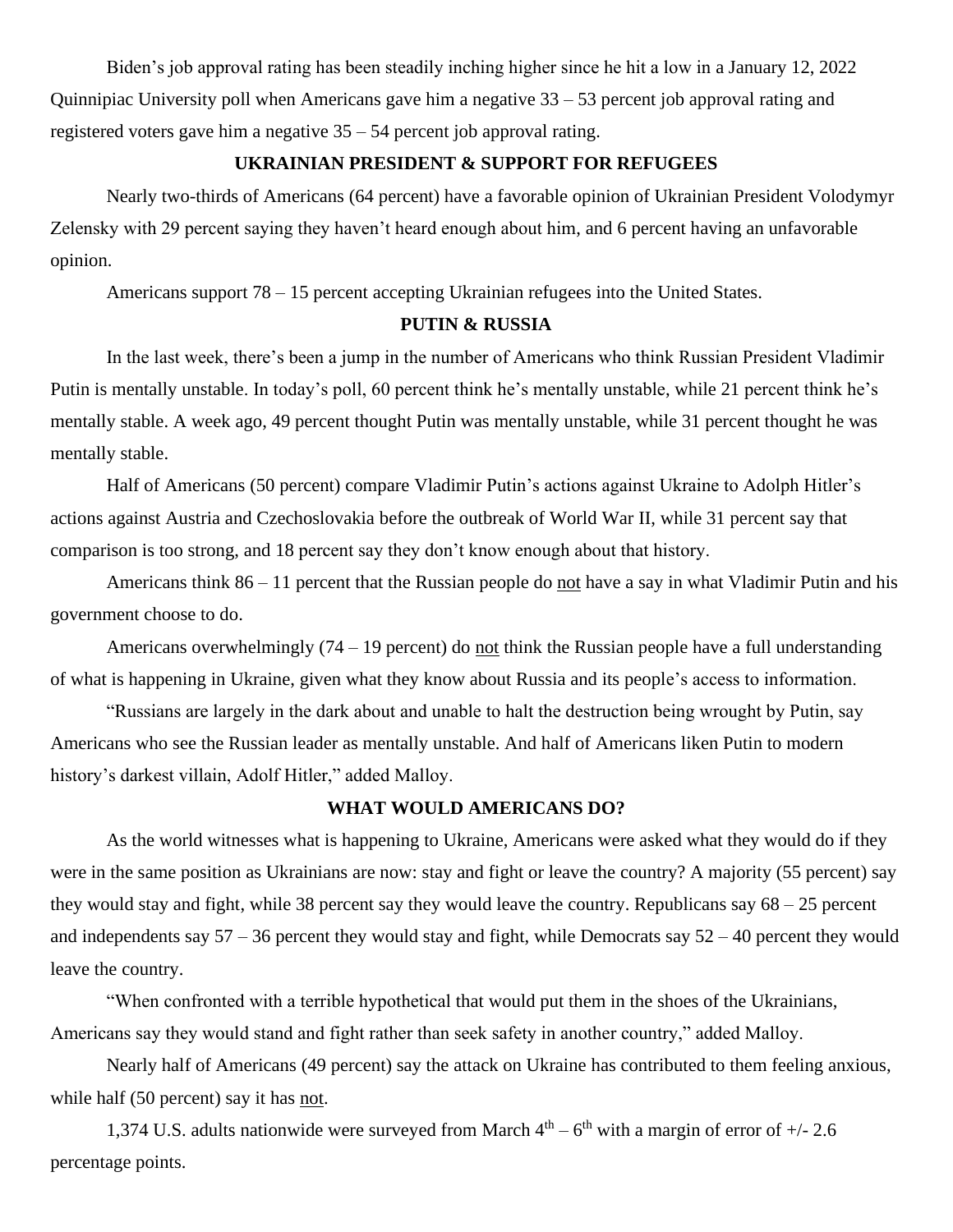Biden's job approval rating has been steadily inching higher since he hit a low in a January 12, 2022 Quinnipiac University poll when Americans gave him a negative 33 – 53 percent job approval rating and registered voters gave him a negative 35 – 54 percent job approval rating.

## UKRAINIAN PRESIDENT & SUPPORT FOR REFUGEES

Nearly two-thirds of Americans (64 percent) have a favorable opinion of Ukrainian President Volodymyr Zelensky with 29 percent saying they haven't heard enough about him, and 6 percent having an unfavorable opinion.

Americans support 78 – 15 percent accepting Ukrainian refugees into the United States.

## PUTIN & RUSSIA

In the last week, there's been a jump in the number of Americans who think Russian President Vladimir Putin is mentally unstable. In today's poll, 60 percent think he's mentally unstable, while 21 percent think he's mentally stable. A week ago, 49 percent thought Putin was mentally unstable, while 31 percent thought he was mentally stable.

Half of Americans (50 percent) compare Vladimir Putin's actions against Ukraine to Adolph Hitler's actions against Austria and Czechoslovakia before the outbreak of World War II, while 31 percent say that comparison is too strong, and 18 percent say they don't know enough about that history.

Americans think 86 – 11 percent that the Russian people do not have a say in what Vladimir Putin and his government choose to do.

Americans overwhelmingly (74 – 19 percent) do not think the Russian people have a full understanding of what is happening in Ukraine, given what they know about Russia and its people's access to information.

"Russians are largely in the dark about and unable to halt the destruction being wrought by Putin, say Americans who see the Russian leader as mentally unstable. And half of Americans liken Putin to modern history's darkest villain, Adolf Hitler," added Malloy.

## WHAT WOULD AMERICANS DO?

As the world witnesses what is happening to Ukraine, Americans were asked what they would do if they were in the same position as Ukrainians are now: stay and fight or leave the country? A majority (55 percent) say they would stay and fight, while 38 percent say they would leave the country. Republicans say 68 – 25 percent and independents say 57 – 36 percent they would stay and fight, while Democrats say 52 – 40 percent they would leave the country.

"When confronted with a terrible hypothetical that would put them in the shoes of the Ukrainians, Americans say they would stand and fight rather than seek safety in another country," added Malloy.

Nearly half of Americans (49 percent) say the attack on Ukraine has contributed to them feeling anxious, while half (50 percent) say it has not.

1,374 U.S. adults nationwide were surveyed from March 4th – 6th with a margin of error of +/- 2.6 percentage points.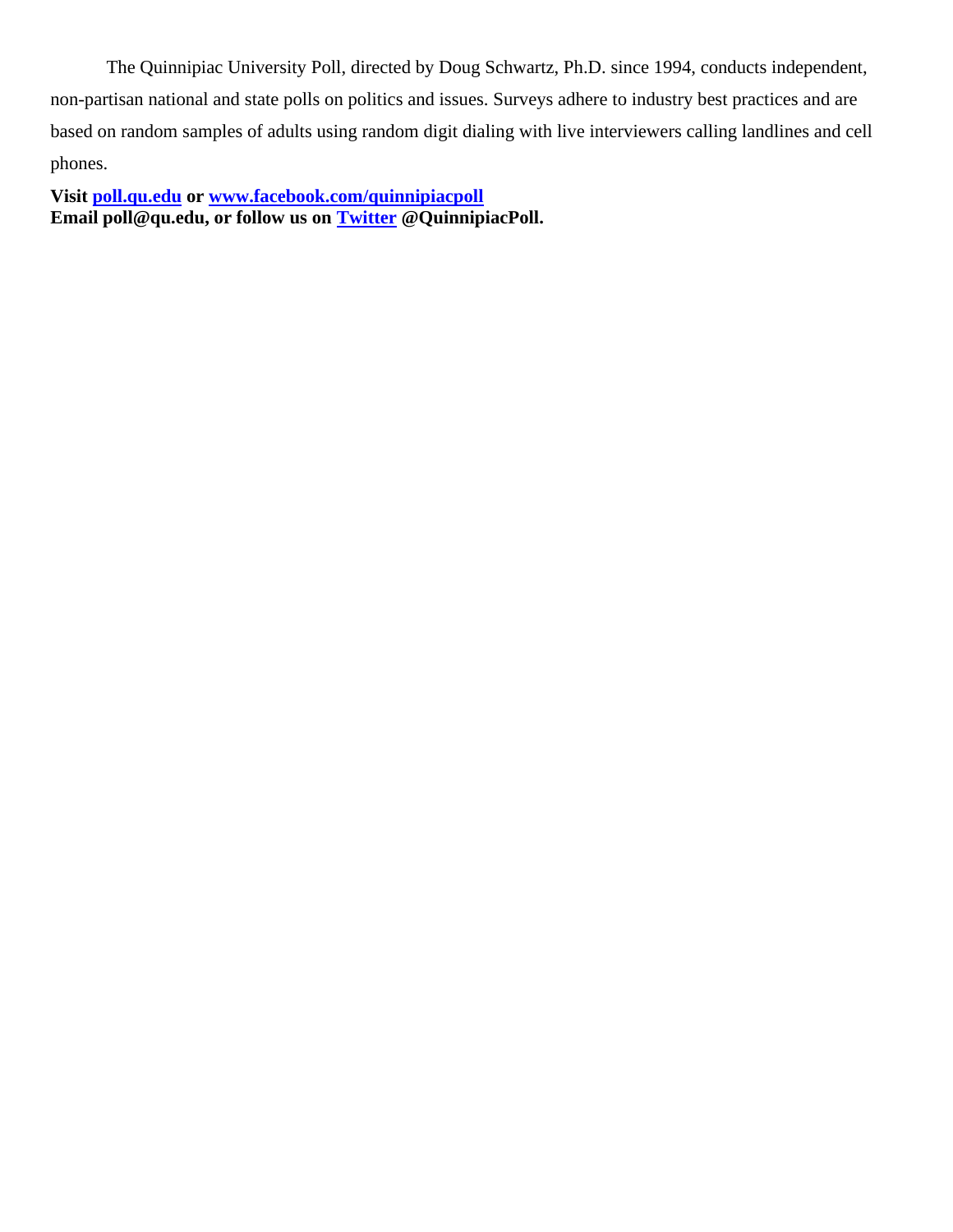The Quinnipiac University Poll, directed by Doug Schwartz, Ph.D. since 1994, conducts independent, non-partisan national and state polls on politics and issues. Surveys adhere to industry best practices and are based on random samples of adults using random digit dialing with live interviewers calling landlines and cell phones.

**Visit [poll.qu.edu](poll.qu.edu) or [www.facebook.com/quinnipiacpoll](www.facebook.com/quinnipiacpoll)**
**Email poll@qu.edu, or follow us on [Twitter](Twitter) @QuinnipiacPoll.**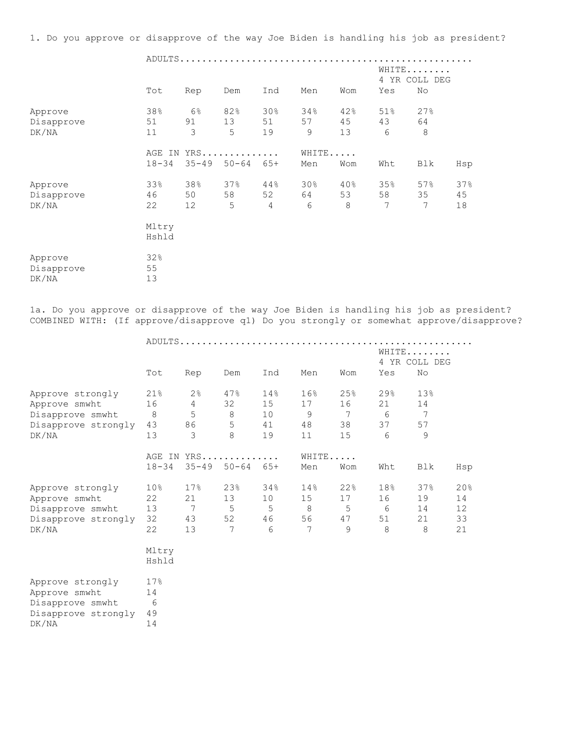1. Do you approve or disapprove of the way Joe Biden is handling his job as president?

| | ADULTS | | | | | | WHITE 4 YR COLL DEG | |
|---|---|---|---|---|---|---|---|---|
| | Tot | Rep | Dem | Ind | Men | Wom | Yes | No |
| Approve | 38% | 6% | 82% | 30% | 34% | 42% | 51% | 27% |
| Disapprove | 51 | 91 | 13 | 51 | 57 | 45 | 43 | 64 |
| DK/NA | 11 | 3 | 5 | 19 | 9 | 13 | 6 | 8 |

| | AGE IN YRS | | | | WHITE | | | | |
|---|---|---|---|---|---|---|---|---|---|
| | 18-34 | 35-49 | 50-64 | 65+ | Men | Wom | Wht | Blk | Hsp |
| Approve | 33% | 38% | 37% | 44% | 30% | 40% | 35% | 57% | 37% |
| Disapprove | 46 | 50 | 58 | 52 | 64 | 53 | 58 | 35 | 45 |
| DK/NA | 22 | 12 | 5 | 4 | 6 | 8 | 7 | 7 | 18 |

| | Mltry Hshld |
|---|---|
| Approve | 32% |
| Disapprove | 55 |
| DK/NA | 13 |

1a. Do you approve or disapprove of the way Joe Biden is handling his job as president? COMBINED WITH: (If approve/disapprove q1) Do you strongly or somewhat approve/disapprove?

| | ADULTS | | | | | | WHITE 4 YR COLL DEG | |
|---|---|---|---|---|---|---|---|---|
| | Tot | Rep | Dem | Ind | Men | Wom | Yes | No |
| Approve strongly | 21% | 2% | 47% | 14% | 16% | 25% | 29% | 13% |
| Approve smwht | 16 | 4 | 32 | 15 | 17 | 16 | 21 | 14 |
| Disapprove smwht | 8 | 5 | 8 | 10 | 9 | 7 | 6 | 7 |
| Disapprove strongly | 43 | 86 | 5 | 41 | 48 | 38 | 37 | 57 |
| DK/NA | 13 | 3 | 8 | 19 | 11 | 15 | 6 | 9 |

| | AGE IN YRS | | | | WHITE | | | | |
|---|---|---|---|---|---|---|---|---|---|
| | 18-34 | 35-49 | 50-64 | 65+ | Men | Wom | Wht | Blk | Hsp |
| Approve strongly | 10% | 17% | 23% | 34% | 14% | 22% | 18% | 37% | 20% |
| Approve smwht | 22 | 21 | 13 | 10 | 15 | 17 | 16 | 19 | 14 |
| Disapprove smwht | 13 | 7 | 5 | 5 | 8 | 5 | 6 | 14 | 12 |
| Disapprove strongly | 32 | 43 | 52 | 46 | 56 | 47 | 51 | 21 | 33 |
| DK/NA | 22 | 13 | 7 | 6 | 7 | 9 | 8 | 8 | 21 |

| | Mltry Hshld |
|---|---|
| Approve strongly | 17% |
| Approve smwht | 14 |
| Disapprove smwht | 6 |
| Disapprove strongly | 49 |
| DK/NA | 14 |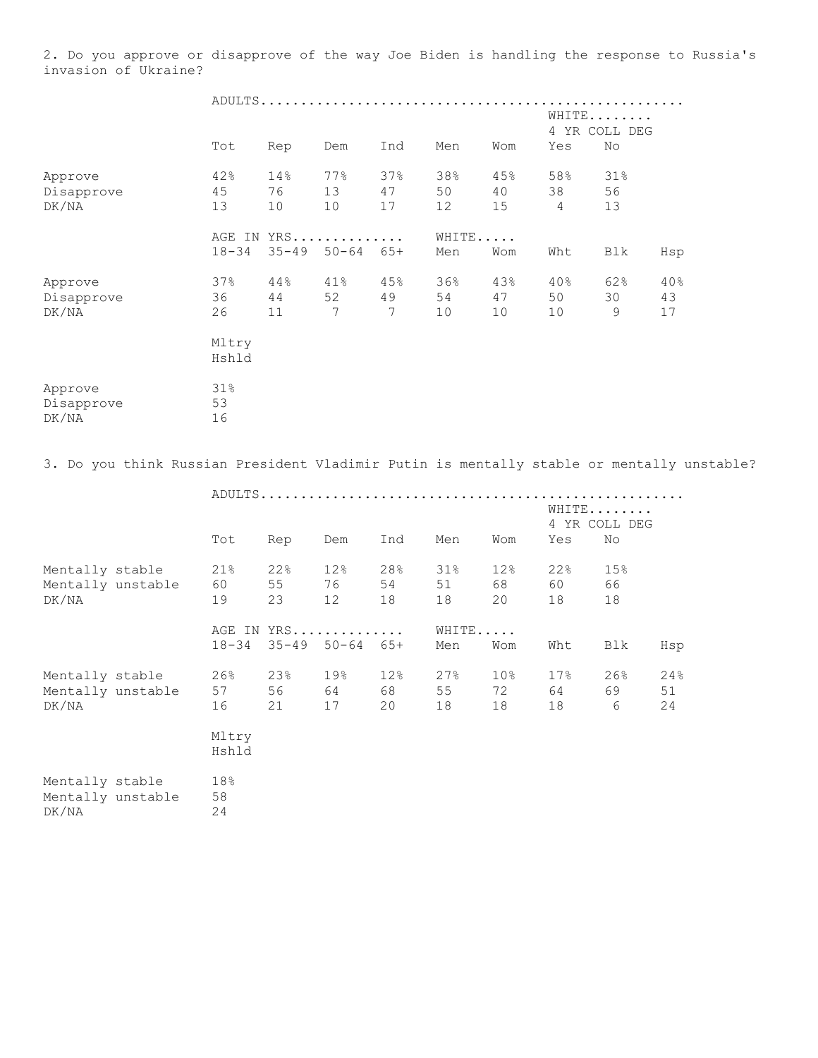2. Do you approve or disapprove of the way Joe Biden is handling the response to Russia's invasion of Ukraine?

| | ADULTS | | | | | | | |
|---|---|---|---|---|---|---|---|---|
| | | | | | | | WHITE 4 YR COLL DEG | |
| | Tot | Rep | Dem | Ind | Men | Wom | Yes | No |
| Approve | 42% | 14% | 77% | 37% | 38% | 45% | 58% | 31% |
| Disapprove | 45 | 76 | 13 | 47 | 50 | 40 | 38 | 56 |
| DK/NA | 13 | 10 | 10 | 17 | 12 | 15 | 4 | 13 |

| | AGE IN YRS | | | | WHITE | | | | |
|---|---|---|---|---|---|---|---|---|---|
| | 18-34 | 35-49 | 50-64 | 65+ | Men | Wom | Wht | Blk | Hsp |
| Approve | 37% | 44% | 41% | 45% | 36% | 43% | 40% | 62% | 40% |
| Disapprove | 36 | 44 | 52 | 49 | 54 | 47 | 50 | 30 | 43 |
| DK/NA | 26 | 11 | 7 | 7 | 10 | 10 | 10 | 9 | 17 |

| | Mltry Hshld |
|---|---|
| Approve | 31% |
| Disapprove | 53 |
| DK/NA | 16 |

3. Do you think Russian President Vladimir Putin is mentally stable or mentally unstable?

| | ADULTS | | | | | | | |
|---|---|---|---|---|---|---|---|---|
| | | | | | | | WHITE 4 YR COLL DEG | |
| | Tot | Rep | Dem | Ind | Men | Wom | Yes | No |
| Mentally stable | 21% | 22% | 12% | 28% | 31% | 12% | 22% | 15% |
| Mentally unstable | 60 | 55 | 76 | 54 | 51 | 68 | 60 | 66 |
| DK/NA | 19 | 23 | 12 | 18 | 18 | 20 | 18 | 18 |

| | AGE IN YRS | | | | WHITE | | | | |
|---|---|---|---|---|---|---|---|---|---|
| | 18-34 | 35-49 | 50-64 | 65+ | Men | Wom | Wht | Blk | Hsp |
| Mentally stable | 26% | 23% | 19% | 12% | 27% | 10% | 17% | 26% | 24% |
| Mentally unstable | 57 | 56 | 64 | 68 | 55 | 72 | 64 | 69 | 51 |
| DK/NA | 16 | 21 | 17 | 20 | 18 | 18 | 18 | 6 | 24 |

| | Mltry Hshld |
|---|---|
| Mentally stable | 18% |
| Mentally unstable | 58 |
| DK/NA | 24 |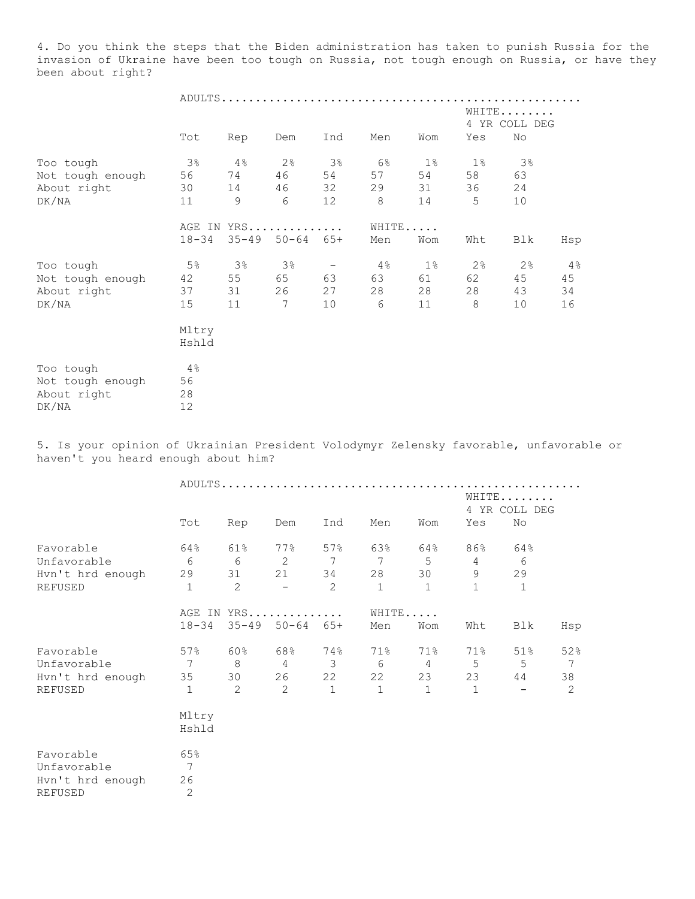4. Do you think the steps that the Biden administration has taken to punish Russia for the invasion of Ukraine have been too tough on Russia, not tough enough on Russia, or have they been about right?

| | ADULTS | | | | | | WHITE 4 YR COLL DEG | |
|---|---|---|---|---|---|---|---|---|
| | Tot | Rep | Dem | Ind | Men | Wom | Yes | No |
| Too tough | 3% | 4% | 2% | 3% | 6% | 1% | 1% | 3% |
| Not tough enough | 56 | 74 | 46 | 54 | 57 | 54 | 58 | 63 |
| About right | 30 | 14 | 46 | 32 | 29 | 31 | 36 | 24 |
| DK/NA | 11 | 9 | 6 | 12 | 8 | 14 | 5 | 10 |

| | AGE IN YRS | | | | WHITE | | | | |
|---|---|---|---|---|---|---|---|---|---|
| | 18-34 | 35-49 | 50-64 | 65+ | Men | Wom | Wht | Blk | Hsp |
| Too tough | 5% | 3% | 3% | - | 4% | 1% | 2% | 2% | 4% |
| Not tough enough | 42 | 55 | 65 | 63 | 63 | 61 | 62 | 45 | 45 |
| About right | 37 | 31 | 26 | 27 | 28 | 28 | 28 | 43 | 34 |
| DK/NA | 15 | 11 | 7 | 10 | 6 | 11 | 8 | 10 | 16 |

| | Mltry Hshld |
|---|---|
| Too tough | 4% |
| Not tough enough | 56 |
| About right | 28 |
| DK/NA | 12 |

5. Is your opinion of Ukrainian President Volodymyr Zelensky favorable, unfavorable or haven't you heard enough about him?

| | ADULTS | | | | | | WHITE 4 YR COLL DEG | |
|---|---|---|---|---|---|---|---|---|
| | Tot | Rep | Dem | Ind | Men | Wom | Yes | No |
| Favorable | 64% | 61% | 77% | 57% | 63% | 64% | 86% | 64% |
| Unfavorable | 6 | 6 | 2 | 7 | 7 | 5 | 4 | 6 |
| Hvn't hrd enough | 29 | 31 | 21 | 34 | 28 | 30 | 9 | 29 |
| REFUSED | 1 | 2 | - | 2 | 1 | 1 | 1 | 1 |

| | AGE IN YRS | | | | WHITE | | | | |
|---|---|---|---|---|---|---|---|---|---|
| | 18-34 | 35-49 | 50-64 | 65+ | Men | Wom | Wht | Blk | Hsp |
| Favorable | 57% | 60% | 68% | 74% | 71% | 71% | 71% | 51% | 52% |
| Unfavorable | 7 | 8 | 4 | 3 | 6 | 4 | 5 | 5 | 7 |
| Hvn't hrd enough | 35 | 30 | 26 | 22 | 22 | 23 | 23 | 44 | 38 |
| REFUSED | 1 | 2 | 2 | 1 | 1 | 1 | 1 | - | 2 |

| | Mltry Hshld |
|---|---|
| Favorable | 65% |
| Unfavorable | 7 |
| Hvn't hrd enough | 26 |
| REFUSED | 2 |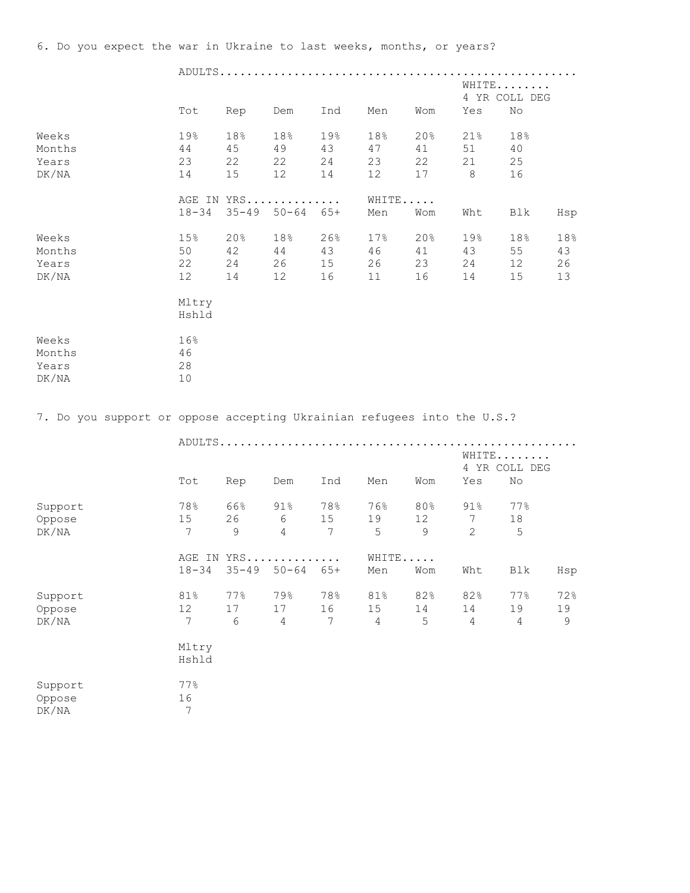6. Do you expect the war in Ukraine to last weeks, months, or years?

| | ADULTS | | | | | | WHITE 4 YR COLL DEG | |
|---|---|---|---|---|---|---|---|---|
| | Tot | Rep | Dem | Ind | Men | Wom | Yes | No |
| Weeks | 19% | 18% | 18% | 19% | 18% | 20% | 21% | 18% |
| Months | 44 | 45 | 49 | 43 | 47 | 41 | 51 | 40 |
| Years | 23 | 22 | 22 | 24 | 23 | 22 | 21 | 25 |
| DK/NA | 14 | 15 | 12 | 14 | 12 | 17 | 8 | 16 |

| | AGE IN YRS | | | | WHITE | | | | |
|---|---|---|---|---|---|---|---|---|---|
| | 18-34 | 35-49 | 50-64 | 65+ | Men | Wom | Wht | Blk | Hsp |
| Weeks | 15% | 20% | 18% | 26% | 17% | 20% | 19% | 18% | 18% |
| Months | 50 | 42 | 44 | 43 | 46 | 41 | 43 | 55 | 43 |
| Years | 22 | 24 | 26 | 15 | 26 | 23 | 24 | 12 | 26 |
| DK/NA | 12 | 14 | 12 | 16 | 11 | 16 | 14 | 15 | 13 |

| | Mltry Hshld |
|---|---|
| Weeks | 16% |
| Months | 46 |
| Years | 28 |
| DK/NA | 10 |

7. Do you support or oppose accepting Ukrainian refugees into the U.S.?

| | ADULTS | | | | | | WHITE 4 YR COLL DEG | |
|---|---|---|---|---|---|---|---|---|
| | Tot | Rep | Dem | Ind | Men | Wom | Yes | No |
| Support | 78% | 66% | 91% | 78% | 76% | 80% | 91% | 77% |
| Oppose | 15 | 26 | 6 | 15 | 19 | 12 | 7 | 18 |
| DK/NA | 7 | 9 | 4 | 7 | 5 | 9 | 2 | 5 |

| | AGE IN YRS | | | | WHITE | | | | |
|---|---|---|---|---|---|---|---|---|---|
| | 18-34 | 35-49 | 50-64 | 65+ | Men | Wom | Wht | Blk | Hsp |
| Support | 81% | 77% | 79% | 78% | 81% | 82% | 82% | 77% | 72% |
| Oppose | 12 | 17 | 17 | 16 | 15 | 14 | 14 | 19 | 19 |
| DK/NA | 7 | 6 | 4 | 7 | 4 | 5 | 4 | 4 | 9 |

| | Mltry Hshld |
|---|---|
| Support | 77% |
| Oppose | 16 |
| DK/NA | 7 |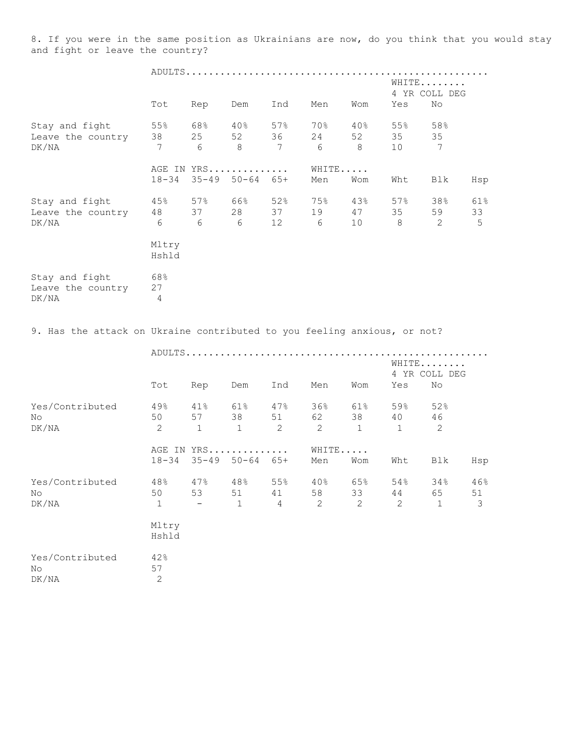8. If you were in the same position as Ukrainians are now, do you think that you would stay and fight or leave the country?

| | ADULTS | | | | | | WHITE 4 YR COLL DEG | |
|---|---|---|---|---|---|---|---|---|
| | Tot | Rep | Dem | Ind | Men | Wom | Yes | No |
| Stay and fight | 55% | 68% | 40% | 57% | 70% | 40% | 55% | 58% |
| Leave the country | 38 | 25 | 52 | 36 | 24 | 52 | 35 | 35 |
| DK/NA | 7 | 6 | 8 | 7 | 6 | 8 | 10 | 7 |

| | AGE IN YRS | | | | WHITE | | | | |
|---|---|---|---|---|---|---|---|---|---|
| | 18-34 | 35-49 | 50-64 | 65+ | Men | Wom | Wht | Blk | Hsp |
| Stay and fight | 45% | 57% | 66% | 52% | 75% | 43% | 57% | 38% | 61% |
| Leave the country | 48 | 37 | 28 | 37 | 19 | 47 | 35 | 59 | 33 |
| DK/NA | 6 | 6 | 6 | 12 | 6 | 10 | 8 | 2 | 5 |

| | Mltry Hshld |
|---|---|
| Stay and fight | 68% |
| Leave the country | 27 |
| DK/NA | 4 |

9. Has the attack on Ukraine contributed to you feeling anxious, or not?

| | ADULTS | | | | | | WHITE 4 YR COLL DEG | |
|---|---|---|---|---|---|---|---|---|
| | Tot | Rep | Dem | Ind | Men | Wom | Yes | No |
| Yes/Contributed | 49% | 41% | 61% | 47% | 36% | 61% | 59% | 52% |
| No | 50 | 57 | 38 | 51 | 62 | 38 | 40 | 46 |
| DK/NA | 2 | 1 | 1 | 2 | 2 | 1 | 1 | 2 |

| | AGE IN YRS | | | | WHITE | | | | |
|---|---|---|---|---|---|---|---|---|---|
| | 18-34 | 35-49 | 50-64 | 65+ | Men | Wom | Wht | Blk | Hsp |
| Yes/Contributed | 48% | 47% | 48% | 55% | 40% | 65% | 54% | 34% | 46% |
| No | 50 | 53 | 51 | 41 | 58 | 33 | 44 | 65 | 51 |
| DK/NA | 1 | - | 1 | 4 | 2 | 2 | 2 | 1 | 3 |

| | Mltry Hshld |
|---|---|
| Yes/Contributed | 42% |
| No | 57 |
| DK/NA | 2 |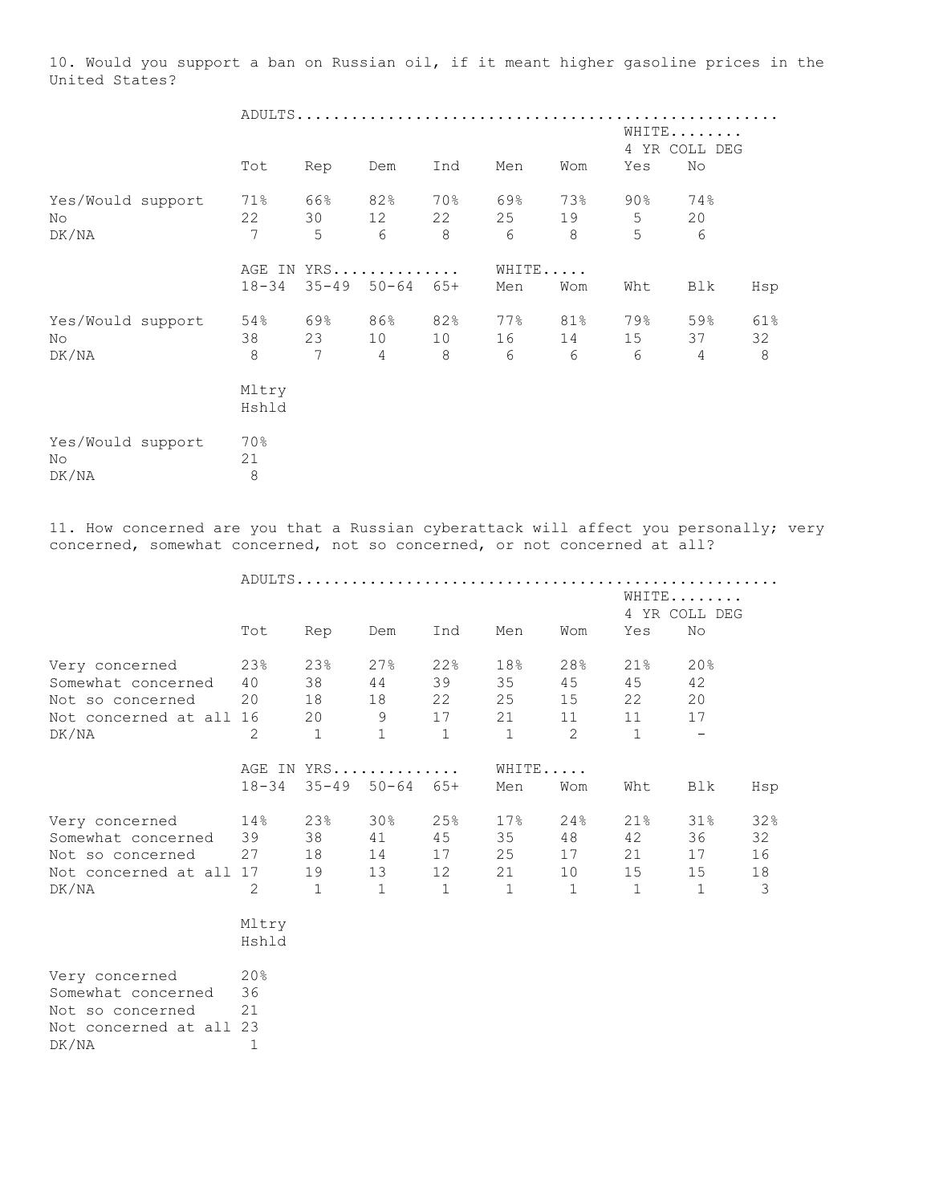10. Would you support a ban on Russian oil, if it meant higher gasoline prices in the United States?

| | ADULTS | | | | | | | |
|---|---|---|---|---|---|---|---|---|
| | | | | | | | WHITE 4 YR COLL DEG | |
| | Tot | Rep | Dem | Ind | Men | Wom | Yes | No |
| Yes/Would support | 71% | 66% | 82% | 70% | 69% | 73% | 90% | 74% |
| No | 22 | 30 | 12 | 22 | 25 | 19 | 5 | 20 |
| DK/NA | 7 | 5 | 6 | 8 | 6 | 8 | 5 | 6 |

| | AGE IN YRS | | | | WHITE | | | | |
|---|---|---|---|---|---|---|---|---|---|
| | 18-34 | 35-49 | 50-64 | 65+ | Men | Wom | Wht | Blk | Hsp |
| Yes/Would support | 54% | 69% | 86% | 82% | 77% | 81% | 79% | 59% | 61% |
| No | 38 | 23 | 10 | 10 | 16 | 14 | 15 | 37 | 32 |
| DK/NA | 8 | 7 | 4 | 8 | 6 | 6 | 6 | 4 | 8 |

| | Mltry Hshld |
|---|---|
| Yes/Would support | 70% |
| No | 21 |
| DK/NA | 8 |

11. How concerned are you that a Russian cyberattack will affect you personally; very concerned, somewhat concerned, not so concerned, or not concerned at all?

| | ADULTS | | | | | | | |
|---|---|---|---|---|---|---|---|---|
| | | | | | | | WHITE 4 YR COLL DEG | |
| | Tot | Rep | Dem | Ind | Men | Wom | Yes | No |
| Very concerned | 23% | 23% | 27% | 22% | 18% | 28% | 21% | 20% |
| Somewhat concerned | 40 | 38 | 44 | 39 | 35 | 45 | 45 | 42 |
| Not so concerned | 20 | 18 | 18 | 22 | 25 | 15 | 22 | 20 |
| Not concerned at all | 16 | 20 | 9 | 17 | 21 | 11 | 11 | 17 |
| DK/NA | 2 | 1 | 1 | 1 | 1 | 2 | 1 | - |

| | AGE IN YRS | | | | WHITE | | | | |
|---|---|---|---|---|---|---|---|---|---|
| | 18-34 | 35-49 | 50-64 | 65+ | Men | Wom | Wht | Blk | Hsp |
| Very concerned | 14% | 23% | 30% | 25% | 17% | 24% | 21% | 31% | 32% |
| Somewhat concerned | 39 | 38 | 41 | 45 | 35 | 48 | 42 | 36 | 32 |
| Not so concerned | 27 | 18 | 14 | 17 | 25 | 17 | 21 | 17 | 16 |
| Not concerned at all | 17 | 19 | 13 | 12 | 21 | 10 | 15 | 15 | 18 |
| DK/NA | 2 | 1 | 1 | 1 | 1 | 1 | 1 | 1 | 3 |

| | Mltry Hshld |
|---|---|
| Very concerned | 20% |
| Somewhat concerned | 36 |
| Not so concerned | 21 |
| Not concerned at all | 23 |
| DK/NA | 1 |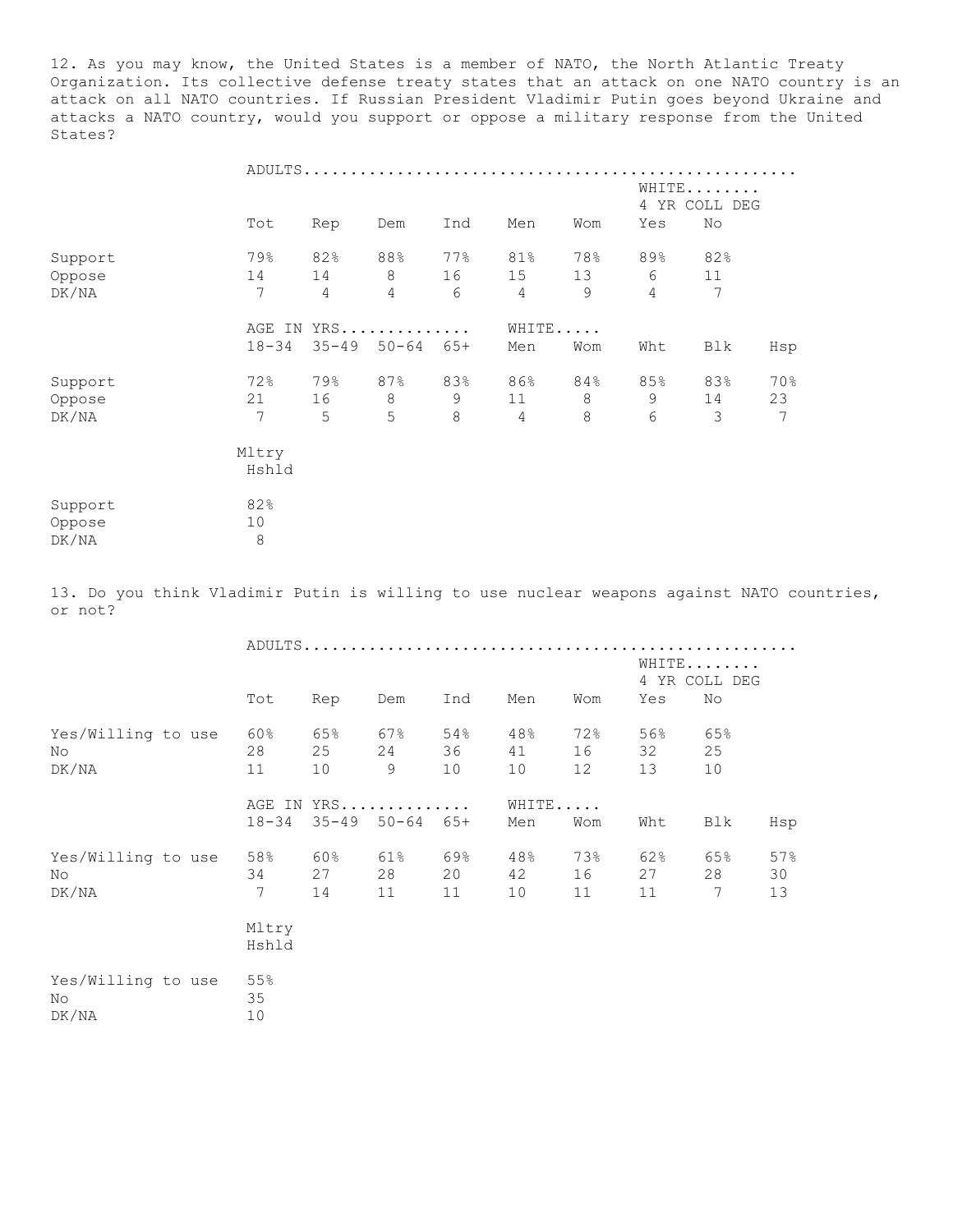12. As you may know, the United States is a member of NATO, the North Atlantic Treaty Organization. Its collective defense treaty states that an attack on one NATO country is an attack on all NATO countries. If Russian President Vladimir Putin goes beyond Ukraine and attacks a NATO country, would you support or oppose a military response from the United States?

| | ADULTS | | | | | | WHITE 4 YR COLL DEG | |
|---|---|---|---|---|---|---|---|---|
| | Tot | Rep | Dem | Ind | Men | Wom | Yes | No |
| Support | 79% | 82% | 88% | 77% | 81% | 78% | 89% | 82% |
| Oppose | 14 | 14 | 8 | 16 | 15 | 13 | 6 | 11 |
| DK/NA | 7 | 4 | 4 | 6 | 4 | 9 | 4 | 7 |

| | AGE IN YRS | | | | WHITE | | | | |
|---|---|---|---|---|---|---|---|---|---|
| | 18-34 | 35-49 | 50-64 | 65+ | Men | Wom | Wht | Blk | Hsp |
| Support | 72% | 79% | 87% | 83% | 86% | 84% | 85% | 83% | 70% |
| Oppose | 21 | 16 | 8 | 9 | 11 | 8 | 9 | 14 | 23 |
| DK/NA | 7 | 5 | 5 | 8 | 4 | 8 | 6 | 3 | 7 |

| | Mltry Hshld |
|---|---|
| Support | 82% |
| Oppose | 10 |
| DK/NA | 8 |

13. Do you think Vladimir Putin is willing to use nuclear weapons against NATO countries, or not?

| | ADULTS | | | | | | WHITE 4 YR COLL DEG | |
|---|---|---|---|---|---|---|---|---|
| | Tot | Rep | Dem | Ind | Men | Wom | Yes | No |
| Yes/Willing to use | 60% | 65% | 67% | 54% | 48% | 72% | 56% | 65% |
| No | 28 | 25 | 24 | 36 | 41 | 16 | 32 | 25 |
| DK/NA | 11 | 10 | 9 | 10 | 10 | 12 | 13 | 10 |

| | AGE IN YRS | | | | WHITE | | | | |
|---|---|---|---|---|---|---|---|---|---|
| | 18-34 | 35-49 | 50-64 | 65+ | Men | Wom | Wht | Blk | Hsp |
| Yes/Willing to use | 58% | 60% | 61% | 69% | 48% | 73% | 62% | 65% | 57% |
| No | 34 | 27 | 28 | 20 | 42 | 16 | 27 | 28 | 30 |
| DK/NA | 7 | 14 | 11 | 11 | 10 | 11 | 11 | 7 | 13 |

| | Mltry Hshld |
|---|---|
| Yes/Willing to use | 55% |
| No | 35 |
| DK/NA | 10 |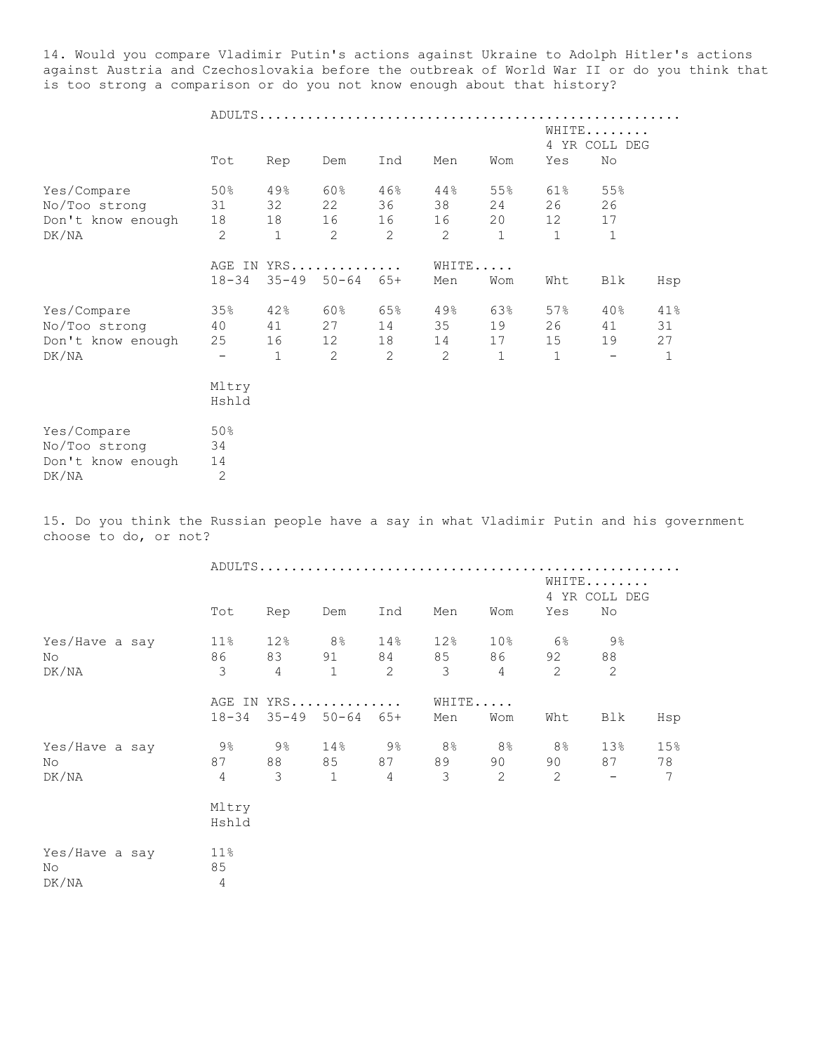14. Would you compare Vladimir Putin's actions against Ukraine to Adolph Hitler's actions against Austria and Czechoslovakia before the outbreak of World War II or do you think that is too strong a comparison or do you not know enough about that history?

| | ADULTS | | | | | | | |
|---|---|---|---|---|---|---|---|---|
| | | | | | | | WHITE 4 YR COLL DEG | |
| | Tot | Rep | Dem | Ind | Men | Wom | Yes | No |
| Yes/Compare | 50% | 49% | 60% | 46% | 44% | 55% | 61% | 55% |
| No/Too strong | 31 | 32 | 22 | 36 | 38 | 24 | 26 | 26 |
| Don't know enough | 18 | 18 | 16 | 16 | 16 | 20 | 12 | 17 |
| DK/NA | 2 | 1 | 2 | 2 | 2 | 1 | 1 | 1 |

| | AGE IN YRS | | | | WHITE | | | | |
|---|---|---|---|---|---|---|---|---|---|
| | 18-34 | 35-49 | 50-64 | 65+ | Men | Wom | Wht | Blk | Hsp |
| Yes/Compare | 35% | 42% | 60% | 65% | 49% | 63% | 57% | 40% | 41% |
| No/Too strong | 40 | 41 | 27 | 14 | 35 | 19 | 26 | 41 | 31 |
| Don't know enough | 25 | 16 | 12 | 18 | 14 | 17 | 15 | 19 | 27 |
| DK/NA | - | 1 | 2 | 2 | 2 | 1 | 1 | - | 1 |

| | Mltry Hshld |
|---|---|
| Yes/Compare | 50% |
| No/Too strong | 34 |
| Don't know enough | 14 |
| DK/NA | 2 |

15. Do you think the Russian people have a say in what Vladimir Putin and his government choose to do, or not?

| | ADULTS | | | | | | | |
|---|---|---|---|---|---|---|---|---|
| | | | | | | | WHITE 4 YR COLL DEG | |
| | Tot | Rep | Dem | Ind | Men | Wom | Yes | No |
| Yes/Have a say | 11% | 12% | 8% | 14% | 12% | 10% | 6% | 9% |
| No | 86 | 83 | 91 | 84 | 85 | 86 | 92 | 88 |
| DK/NA | 3 | 4 | 1 | 2 | 3 | 4 | 2 | 2 |

| | AGE IN YRS | | | | WHITE | | | | |
|---|---|---|---|---|---|---|---|---|---|
| | 18-34 | 35-49 | 50-64 | 65+ | Men | Wom | Wht | Blk | Hsp |
| Yes/Have a say | 9% | 9% | 14% | 9% | 8% | 8% | 8% | 13% | 15% |
| No | 87 | 88 | 85 | 87 | 89 | 90 | 90 | 87 | 78 |
| DK/NA | 4 | 3 | 1 | 4 | 3 | 2 | 2 | - | 7 |

| | Mltry Hshld |
|---|---|
| Yes/Have a say | 11% |
| No | 85 |
| DK/NA | 4 |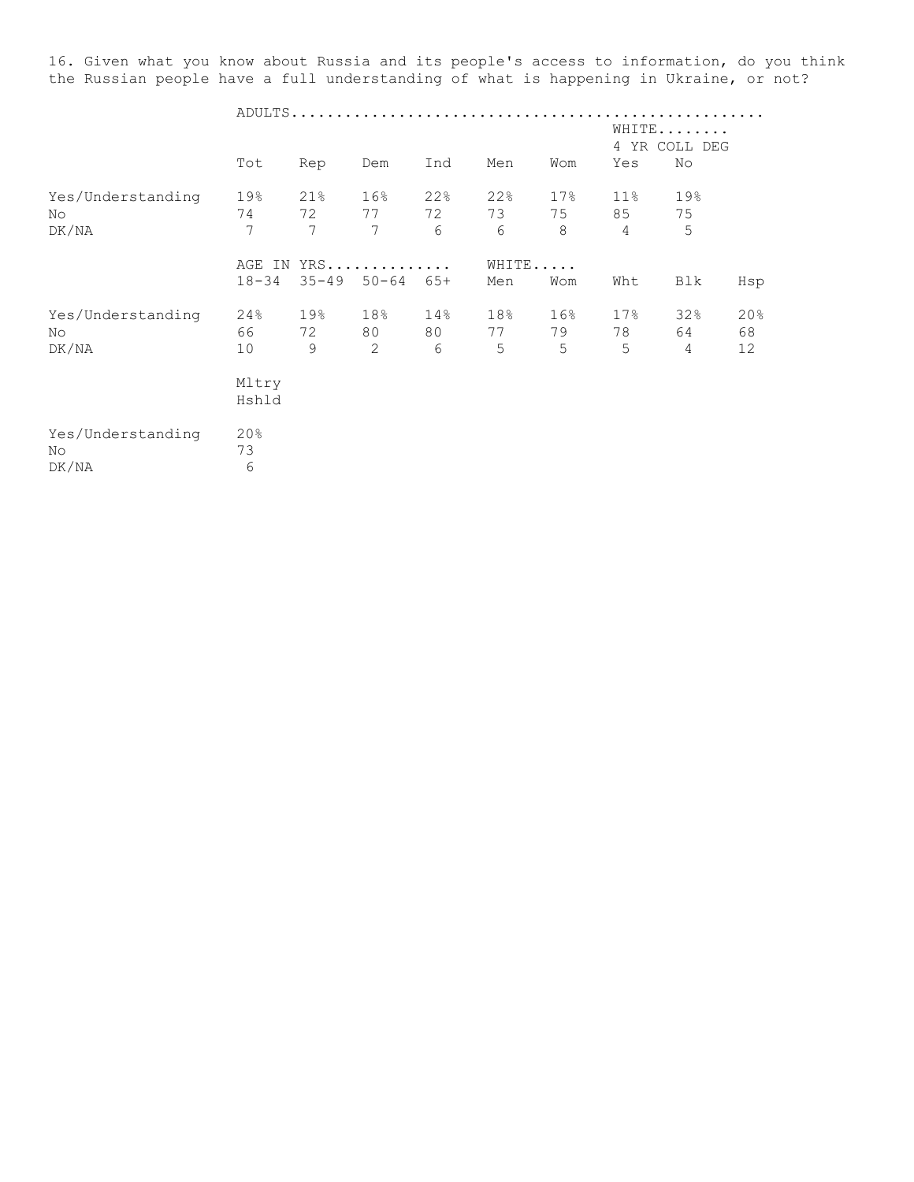16. Given what you know about Russia and its people's access to information, do you think the Russian people have a full understanding of what is happening in Ukraine, or not?

| | ADULTS | | | | | | WHITE 4 YR COLL DEG | |
|---|---|---|---|---|---|---|---|---|
| | Tot | Rep | Dem | Ind | Men | Wom | Yes | No |
| Yes/Understanding | 19% | 21% | 16% | 22% | 22% | 17% | 11% | 19% |
| No | 74 | 72 | 77 | 72 | 73 | 75 | 85 | 75 |
| DK/NA | 7 | 7 | 7 | 6 | 6 | 8 | 4 | 5 |

| | AGE IN YRS | | | | WHITE | | | | |
|---|---|---|---|---|---|---|---|---|---|
| | 18-34 | 35-49 | 50-64 | 65+ | Men | Wom | Wht | Blk | Hsp |
| Yes/Understanding | 24% | 19% | 18% | 14% | 18% | 16% | 17% | 32% | 20% |
| No | 66 | 72 | 80 | 80 | 77 | 79 | 78 | 64 | 68 |
| DK/NA | 10 | 9 | 2 | 6 | 5 | 5 | 5 | 4 | 12 |

| | Mltry Hshld |
|---|---|
| Yes/Understanding | 20% |
| No | 73 |
| DK/NA | 6 |